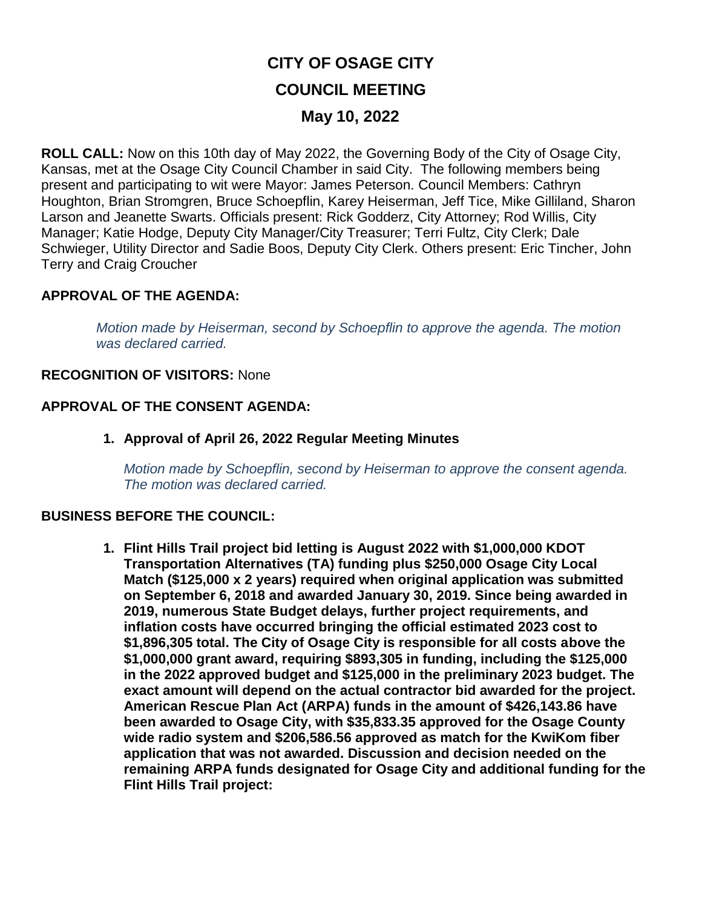# CITY OF OSAGE CITY

## COUNCIL MEETING

## May 10, 2022

**ROLL CALL:** Now on this 10th day of May 2022, the Governing Body of the City of Osage City, Kansas, met at the Osage City Council Chamber in said City. The following members being present and participating to wit were Mayor: James Peterson. Council Members: Cathryn Houghton, Brian Stromgren, Bruce Schoepflin, Karey Heiserman, Jeff Tice, Mike Gilliland, Sharon Larson and Jeanette Swarts. Officials present: Rick Godderz, City Attorney; Rod Willis, City Manager; Katie Hodge, Deputy City Manager/City Treasurer; Terri Fultz, City Clerk; Dale Schwieger, Utility Director and Sadie Boos, Deputy City Clerk. Others present: Eric Tincher, John Terry and Craig Croucher

**APPROVAL OF THE AGENDA:**

*Motion made by Heiserman, second by Schoepflin to approve the agenda. The motion was declared carried.*

**RECOGNITION OF VISITORS:** None

**APPROVAL OF THE CONSENT AGENDA:**

1. **Approval of April 26, 2022 Regular Meeting Minutes**

   *Motion made by Schoepflin, second by Heiserman to approve the consent agenda. The motion was declared carried.*

**BUSINESS BEFORE THE COUNCIL:**

1. **Flint Hills Trail project bid letting is August 2022 with $1,000,000 KDOT Transportation Alternatives (TA) funding plus $250,000 Osage City Local Match ($125,000 x 2 years) required when original application was submitted on September 6, 2018 and awarded January 30, 2019. Since being awarded in 2019, numerous State Budget delays, further project requirements, and inflation costs have occurred bringing the official estimated 2023 cost to $1,896,305 total. The City of Osage City is responsible for all costs above the $1,000,000 grant award, requiring $893,305 in funding, including the $125,000 in the 2022 approved budget and $125,000 in the preliminary 2023 budget. The exact amount will depend on the actual contractor bid awarded for the project. American Rescue Plan Act (ARPA) funds in the amount of $426,143.86 have been awarded to Osage City, with $35,833.35 approved for the Osage County wide radio system and $206,586.56 approved as match for the KwiKom fiber application that was not awarded. Discussion and decision needed on the remaining ARPA funds designated for Osage City and additional funding for the Flint Hills Trail project:**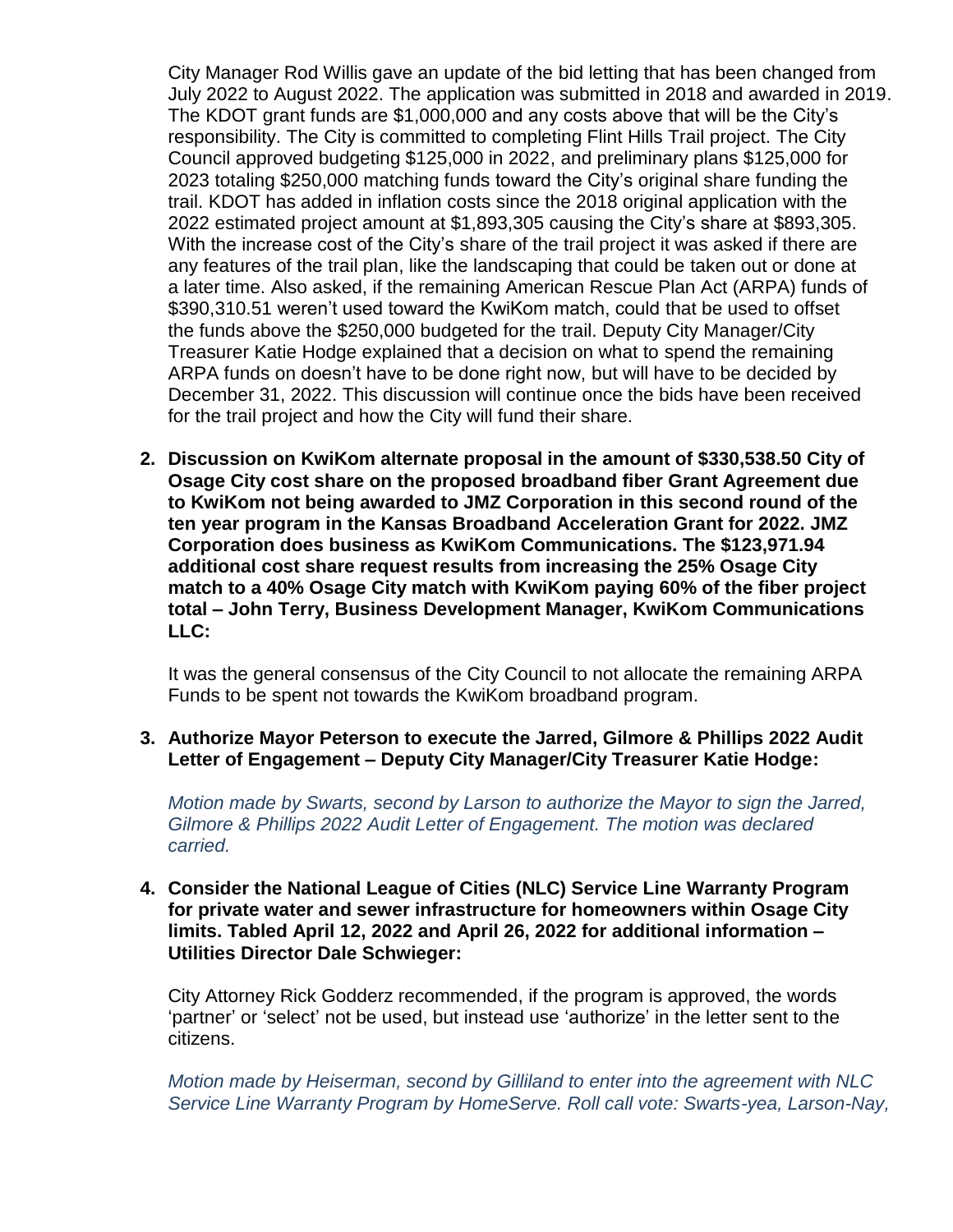City Manager Rod Willis gave an update of the bid letting that has been changed from July 2022 to August 2022. The application was submitted in 2018 and awarded in 2019. The KDOT grant funds are $1,000,000 and any costs above that will be the City's responsibility. The City is committed to completing Flint Hills Trail project. The City Council approved budgeting $125,000 in 2022, and preliminary plans $125,000 for 2023 totaling $250,000 matching funds toward the City's original share funding the trail. KDOT has added in inflation costs since the 2018 original application with the 2022 estimated project amount at $1,893,305 causing the City's share at $893,305. With the increase cost of the City's share of the trail project it was asked if there are any features of the trail plan, like the landscaping that could be taken out or done at a later time. Also asked, if the remaining American Rescue Plan Act (ARPA) funds of $390,310.51 weren't used toward the KwiKom match, could that be used to offset the funds above the $250,000 budgeted for the trail. Deputy City Manager/City Treasurer Katie Hodge explained that a decision on what to spend the remaining ARPA funds on doesn't have to be done right now, but will have to be decided by December 31, 2022. This discussion will continue once the bids have been received for the trail project and how the City will fund their share.

2. **Discussion on KwiKom alternate proposal in the amount of $330,538.50 City of Osage City cost share on the proposed broadband fiber Grant Agreement due to KwiKom not being awarded to JMZ Corporation in this second round of the ten year program in the Kansas Broadband Acceleration Grant for 2022. JMZ Corporation does business as KwiKom Communications. The $123,971.94 additional cost share request results from increasing the 25% Osage City match to a 40% Osage City match with KwiKom paying 60% of the fiber project total – John Terry, Business Development Manager, KwiKom Communications LLC:**

   It was the general consensus of the City Council to not allocate the remaining ARPA Funds to be spent not towards the KwiKom broadband program.

3. **Authorize Mayor Peterson to execute the Jarred, Gilmore & Phillips 2022 Audit Letter of Engagement – Deputy City Manager/City Treasurer Katie Hodge:**

   *Motion made by Swarts, second by Larson to authorize the Mayor to sign the Jarred, Gilmore & Phillips 2022 Audit Letter of Engagement. The motion was declared carried.*

4. **Consider the National League of Cities (NLC) Service Line Warranty Program for private water and sewer infrastructure for homeowners within Osage City limits. Tabled April 12, 2022 and April 26, 2022 for additional information – Utilities Director Dale Schwieger:**

   City Attorney Rick Godderz recommended, if the program is approved, the words 'partner' or 'select' not be used, but instead use 'authorize' in the letter sent to the citizens.

   *Motion made by Heiserman, second by Gilliland to enter into the agreement with NLC Service Line Warranty Program by HomeServe. Roll call vote: Swarts-yea, Larson-Nay,*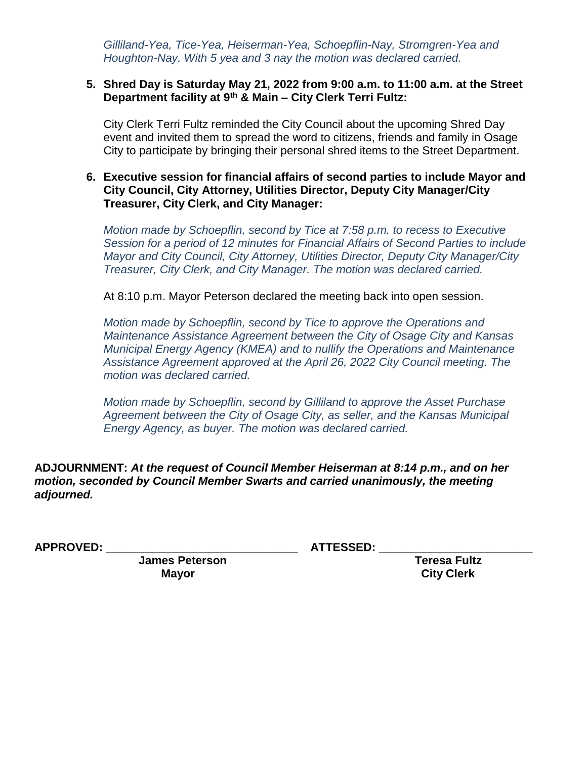*Gilliland-Yea, Tice-Yea, Heiserman-Yea, Schoepflin-Nay, Stromgren-Yea and Houghton-Nay. With 5 yea and 3 nay the motion was declared carried.*

5. **Shred Day is Saturday May 21, 2022 from 9:00 a.m. to 11:00 a.m. at the Street Department facility at 9th & Main – City Clerk Terri Fultz:**

   City Clerk Terri Fultz reminded the City Council about the upcoming Shred Day event and invited them to spread the word to citizens, friends and family in Osage City to participate by bringing their personal shred items to the Street Department.

6. **Executive session for financial affairs of second parties to include Mayor and City Council, City Attorney, Utilities Director, Deputy City Manager/City Treasurer, City Clerk, and City Manager:**

   *Motion made by Schoepflin, second by Tice at 7:58 p.m. to recess to Executive Session for a period of 12 minutes for Financial Affairs of Second Parties to include Mayor and City Council, City Attorney, Utilities Director, Deputy City Manager/City Treasurer, City Clerk, and City Manager. The motion was declared carried.*

   At 8:10 p.m. Mayor Peterson declared the meeting back into open session.

   *Motion made by Schoepflin, second by Tice to approve the Operations and Maintenance Assistance Agreement between the City of Osage City and Kansas Municipal Energy Agency (KMEA) and to nullify the Operations and Maintenance Assistance Agreement approved at the April 26, 2022 City Council meeting. The motion was declared carried.*

   *Motion made by Schoepflin, second by Gilliland to approve the Asset Purchase Agreement between the City of Osage City, as seller, and the Kansas Municipal Energy Agency, as buyer. The motion was declared carried.*

**ADJOURNMENT:** ***At the request of Council Member Heiserman at 8:14 p.m., and on her motion, seconded by Council Member Swarts and carried unanimously, the meeting adjourned.***

**APPROVED: ______________________________**
**James Peterson**
**Mayor**

**ATTESSED: ______________________________**
**Teresa Fultz**
**City Clerk**